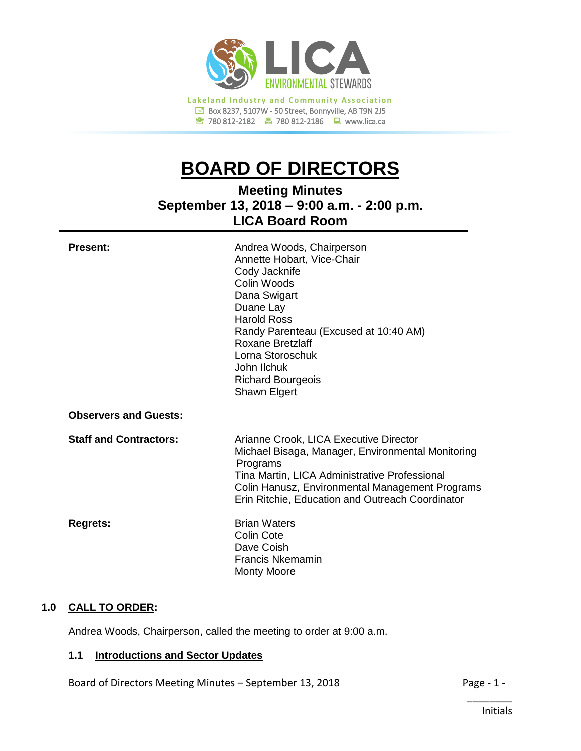LICA ENVIRONMENTAL STEWARDS

Lakeland Industry and Community Association
Box 8237, 5107W - 50 Street, Bonnyville, AB T9N 2J5
780 812-2182 780 812-2186 www.lica.ca

# BOARD OF DIRECTORS

## Meeting Minutes
## September 13, 2018 – 9:00 a.m. - 2:00 p.m.
## LICA Board Room

**Present:**

Andrea Woods, Chairperson
Annette Hobart, Vice-Chair
Cody Jacknife
Colin Woods
Dana Swigart
Duane Lay
Harold Ross
Randy Parenteau (Excused at 10:40 AM)
Roxane Bretzlaff
Lorna Storoschuk
John Ilchuk
Richard Bourgeois
Shawn Elgert

**Observers and Guests:**

**Staff and Contractors:**

Arianne Crook, LICA Executive Director
Michael Bisaga, Manager, Environmental Monitoring Programs
Tina Martin, LICA Administrative Professional
Colin Hanusz, Environmental Management Programs
Erin Ritchie, Education and Outreach Coordinator

**Regrets:**

Brian Waters
Colin Cote
Dave Coish
Francis Nkemamin
Monty Moore

### 1.0 CALL TO ORDER:

Andrea Woods, Chairperson, called the meeting to order at 9:00 a.m.

#### 1.1 Introductions and Sector Updates

\_\_\_\_\_\_\_\_
Initials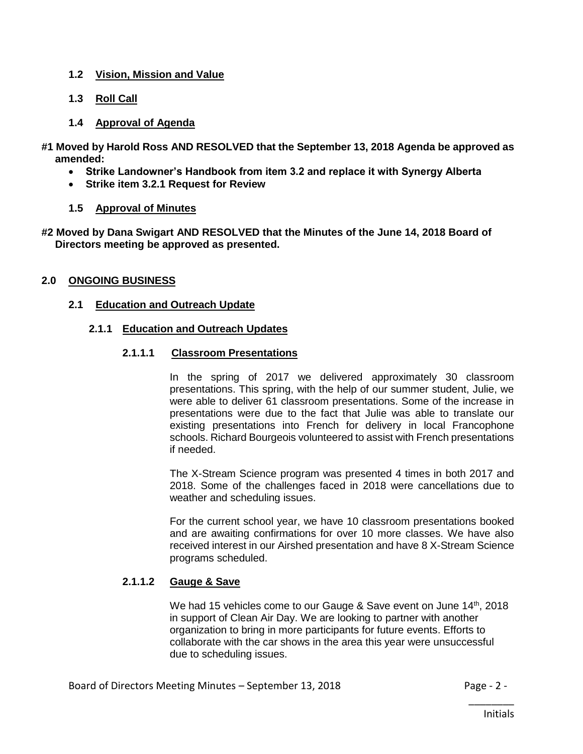### 1.2 Vision, Mission and Value

### 1.3 Roll Call

### 1.4 Approval of Agenda

**#1 Moved by Harold Ross AND RESOLVED that the September 13, 2018 Agenda be approved as amended:**

- **Strike Landowner's Handbook from item 3.2 and replace it with Synergy Alberta**
- **Strike item 3.2.1 Request for Review**

### 1.5 Approval of Minutes

**#2 Moved by Dana Swigart AND RESOLVED that the Minutes of the June 14, 2018 Board of Directors meeting be approved as presented.**

## 2.0 ONGOING BUSINESS

### 2.1 Education and Outreach Update

#### 2.1.1 Education and Outreach Updates

##### 2.1.1.1 Classroom Presentations

In the spring of 2017 we delivered approximately 30 classroom presentations. This spring, with the help of our summer student, Julie, we were able to deliver 61 classroom presentations. Some of the increase in presentations were due to the fact that Julie was able to translate our existing presentations into French for delivery in local Francophone schools. Richard Bourgeois volunteered to assist with French presentations if needed.

The X-Stream Science program was presented 4 times in both 2017 and 2018. Some of the challenges faced in 2018 were cancellations due to weather and scheduling issues.

For the current school year, we have 10 classroom presentations booked and are awaiting confirmations for over 10 more classes. We have also received interest in our Airshed presentation and have 8 X-Stream Science programs scheduled.

##### 2.1.1.2 Gauge & Save

We had 15 vehicles come to our Gauge & Save event on June 14th, 2018 in support of Clean Air Day. We are looking to partner with another organization to bring in more participants for future events. Efforts to collaborate with the car shows in the area this year were unsuccessful due to scheduling issues.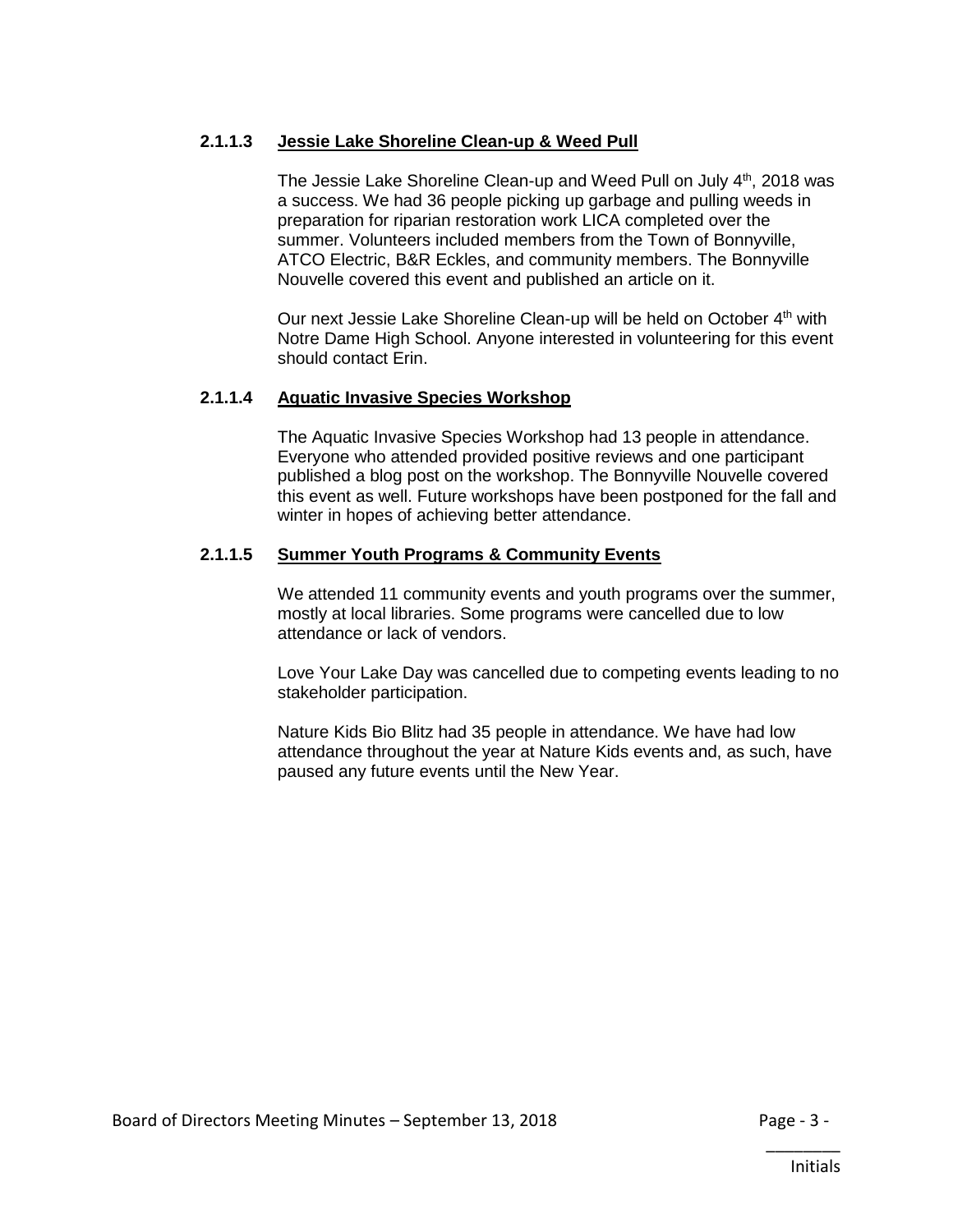#### 2.1.1.3 Jessie Lake Shoreline Clean-up & Weed Pull

The Jessie Lake Shoreline Clean-up and Weed Pull on July 4th, 2018 was a success. We had 36 people picking up garbage and pulling weeds in preparation for riparian restoration work LICA completed over the summer. Volunteers included members from the Town of Bonnyville, ATCO Electric, B&R Eckles, and community members. The Bonnyville Nouvelle covered this event and published an article on it.

Our next Jessie Lake Shoreline Clean-up will be held on October 4th with Notre Dame High School. Anyone interested in volunteering for this event should contact Erin.

#### 2.1.1.4 Aquatic Invasive Species Workshop

The Aquatic Invasive Species Workshop had 13 people in attendance. Everyone who attended provided positive reviews and one participant published a blog post on the workshop. The Bonnyville Nouvelle covered this event as well. Future workshops have been postponed for the fall and winter in hopes of achieving better attendance.

#### 2.1.1.5 Summer Youth Programs & Community Events

We attended 11 community events and youth programs over the summer, mostly at local libraries. Some programs were cancelled due to low attendance or lack of vendors.

Love Your Lake Day was cancelled due to competing events leading to no stakeholder participation.

Nature Kids Bio Blitz had 35 people in attendance. We have had low attendance throughout the year at Nature Kids events and, as such, have paused any future events until the New Year.

________
Initials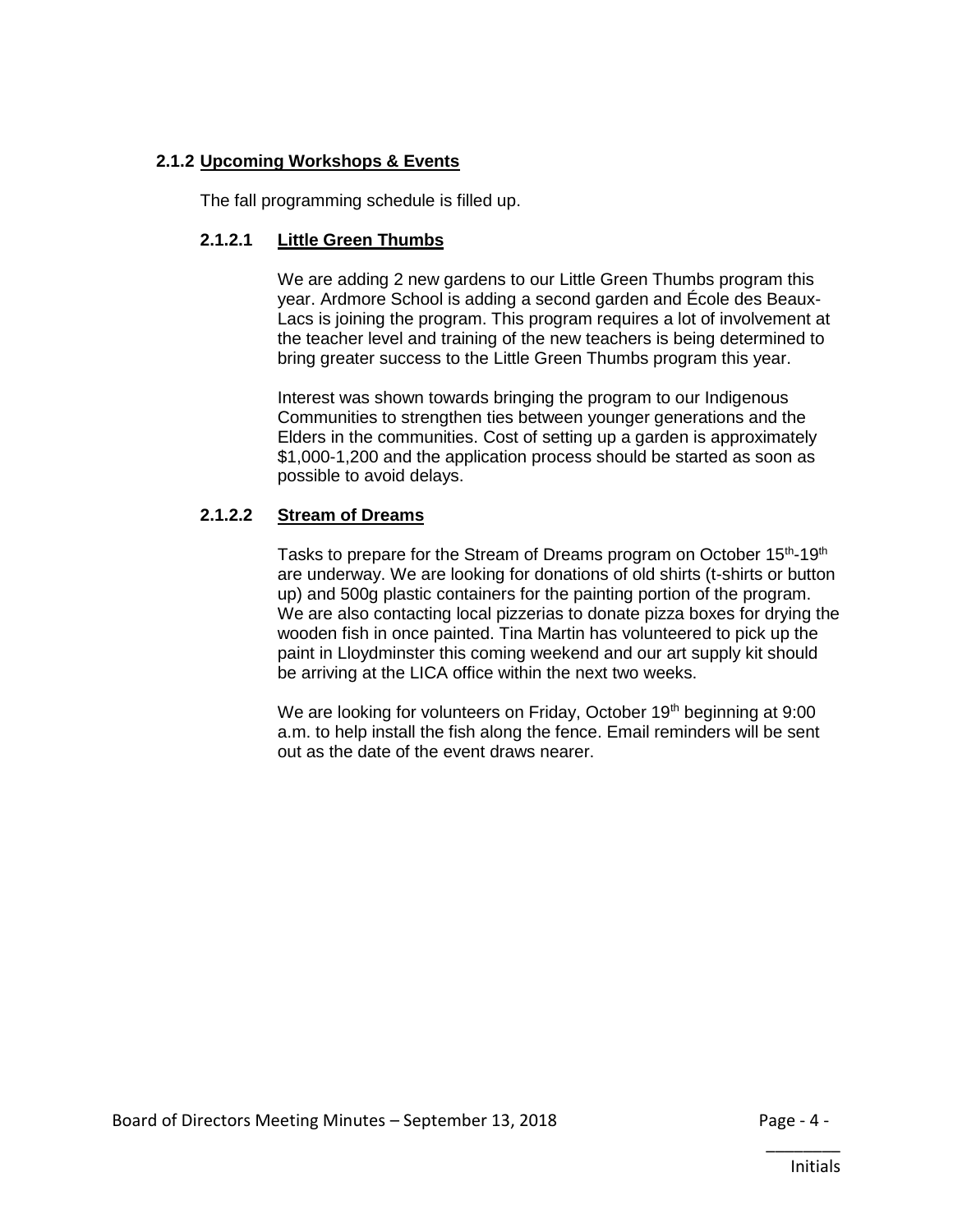### 2.1.2 Upcoming Workshops & Events

The fall programming schedule is filled up.

#### 2.1.2.1 Little Green Thumbs

We are adding 2 new gardens to our Little Green Thumbs program this year. Ardmore School is adding a second garden and École des Beaux-Lacs is joining the program. This program requires a lot of involvement at the teacher level and training of the new teachers is being determined to bring greater success to the Little Green Thumbs program this year.

Interest was shown towards bringing the program to our Indigenous Communities to strengthen ties between younger generations and the Elders in the communities. Cost of setting up a garden is approximately $1,000-1,200 and the application process should be started as soon as possible to avoid delays.

#### 2.1.2.2 Stream of Dreams

Tasks to prepare for the Stream of Dreams program on October 15th-19th are underway. We are looking for donations of old shirts (t-shirts or button up) and 500g plastic containers for the painting portion of the program. We are also contacting local pizzerias to donate pizza boxes for drying the wooden fish in once painted. Tina Martin has volunteered to pick up the paint in Lloydminster this coming weekend and our art supply kit should be arriving at the LICA office within the next two weeks.

We are looking for volunteers on Friday, October 19th beginning at 9:00 a.m. to help install the fish along the fence. Email reminders will be sent out as the date of the event draws nearer.

________
Initials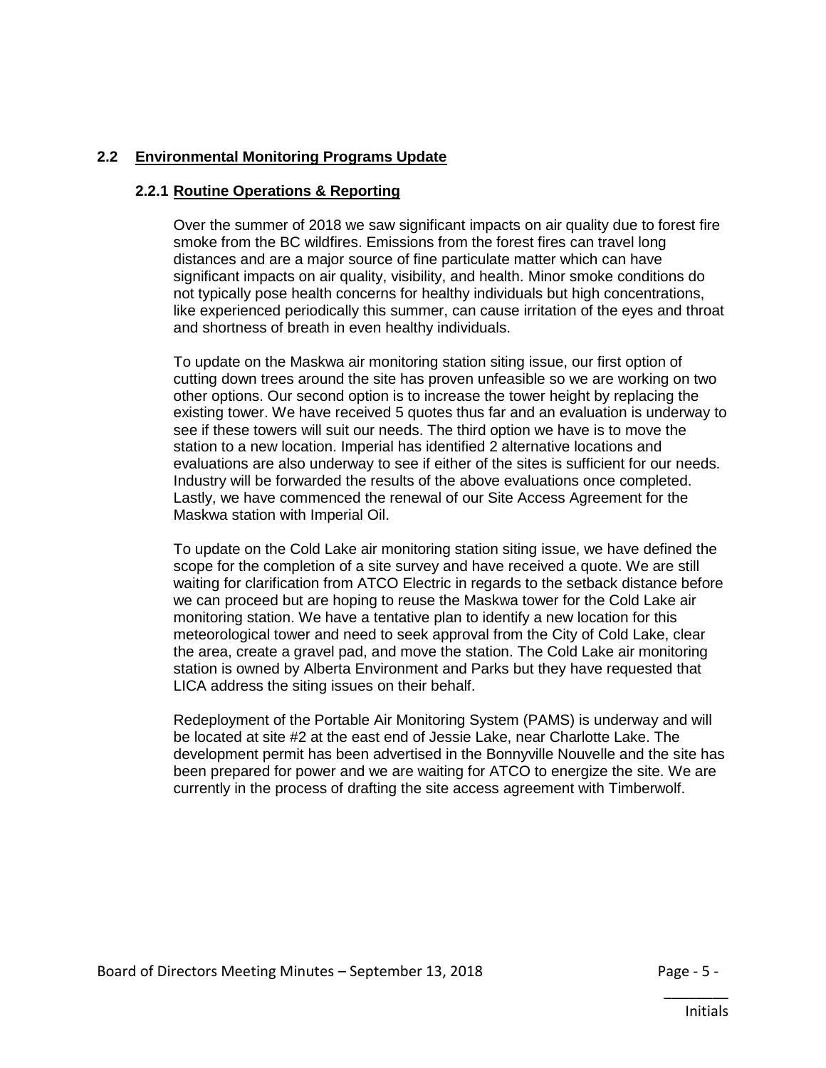## 2.2 Environmental Monitoring Programs Update

### 2.2.1 Routine Operations & Reporting

Over the summer of 2018 we saw significant impacts on air quality due to forest fire smoke from the BC wildfires. Emissions from the forest fires can travel long distances and are a major source of fine particulate matter which can have significant impacts on air quality, visibility, and health. Minor smoke conditions do not typically pose health concerns for healthy individuals but high concentrations, like experienced periodically this summer, can cause irritation of the eyes and throat and shortness of breath in even healthy individuals.

To update on the Maskwa air monitoring station siting issue, our first option of cutting down trees around the site has proven unfeasible so we are working on two other options. Our second option is to increase the tower height by replacing the existing tower. We have received 5 quotes thus far and an evaluation is underway to see if these towers will suit our needs. The third option we have is to move the station to a new location. Imperial has identified 2 alternative locations and evaluations are also underway to see if either of the sites is sufficient for our needs. Industry will be forwarded the results of the above evaluations once completed. Lastly, we have commenced the renewal of our Site Access Agreement for the Maskwa station with Imperial Oil.

To update on the Cold Lake air monitoring station siting issue, we have defined the scope for the completion of a site survey and have received a quote. We are still waiting for clarification from ATCO Electric in regards to the setback distance before we can proceed but are hoping to reuse the Maskwa tower for the Cold Lake air monitoring station. We have a tentative plan to identify a new location for this meteorological tower and need to seek approval from the City of Cold Lake, clear the area, create a gravel pad, and move the station. The Cold Lake air monitoring station is owned by Alberta Environment and Parks but they have requested that LICA address the siting issues on their behalf.

Redeployment of the Portable Air Monitoring System (PAMS) is underway and will be located at site #2 at the east end of Jessie Lake, near Charlotte Lake. The development permit has been advertised in the Bonnyville Nouvelle and the site has been prepared for power and we are waiting for ATCO to energize the site. We are currently in the process of drafting the site access agreement with Timberwolf.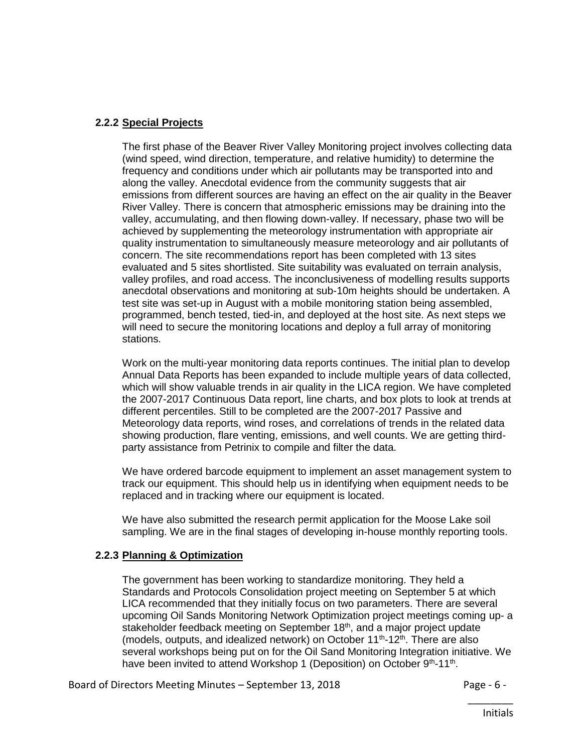### 2.2.2 <u>Special Projects</u>

The first phase of the Beaver River Valley Monitoring project involves collecting data (wind speed, wind direction, temperature, and relative humidity) to determine the frequency and conditions under which air pollutants may be transported into and along the valley. Anecdotal evidence from the community suggests that air emissions from different sources are having an effect on the air quality in the Beaver River Valley. There is concern that atmospheric emissions may be draining into the valley, accumulating, and then flowing down-valley. If necessary, phase two will be achieved by supplementing the meteorology instrumentation with appropriate air quality instrumentation to simultaneously measure meteorology and air pollutants of concern. The site recommendations report has been completed with 13 sites evaluated and 5 sites shortlisted. Site suitability was evaluated on terrain analysis, valley profiles, and road access. The inconclusiveness of modelling results supports anecdotal observations and monitoring at sub-10m heights should be undertaken. A test site was set-up in August with a mobile monitoring station being assembled, programmed, bench tested, tied-in, and deployed at the host site. As next steps we will need to secure the monitoring locations and deploy a full array of monitoring stations.

Work on the multi-year monitoring data reports continues. The initial plan to develop Annual Data Reports has been expanded to include multiple years of data collected, which will show valuable trends in air quality in the LICA region. We have completed the 2007-2017 Continuous Data report, line charts, and box plots to look at trends at different percentiles. Still to be completed are the 2007-2017 Passive and Meteorology data reports, wind roses, and correlations of trends in the related data showing production, flare venting, emissions, and well counts. We are getting third-party assistance from Petrinix to compile and filter the data.

We have ordered barcode equipment to implement an asset management system to track our equipment. This should help us in identifying when equipment needs to be replaced and in tracking where our equipment is located.

We have also submitted the research permit application for the Moose Lake soil sampling. We are in the final stages of developing in-house monthly reporting tools.

### 2.2.3 <u>Planning & Optimization</u>

The government has been working to standardize monitoring. They held a Standards and Protocols Consolidation project meeting on September 5 at which LICA recommended that they initially focus on two parameters. There are several upcoming Oil Sands Monitoring Network Optimization project meetings coming up- a stakeholder feedback meeting on September 18th, and a major project update (models, outputs, and idealized network) on October 11th-12th. There are also several workshops being put on for the Oil Sand Monitoring Integration initiative. We have been invited to attend Workshop 1 (Deposition) on October 9th-11th.

________
Initials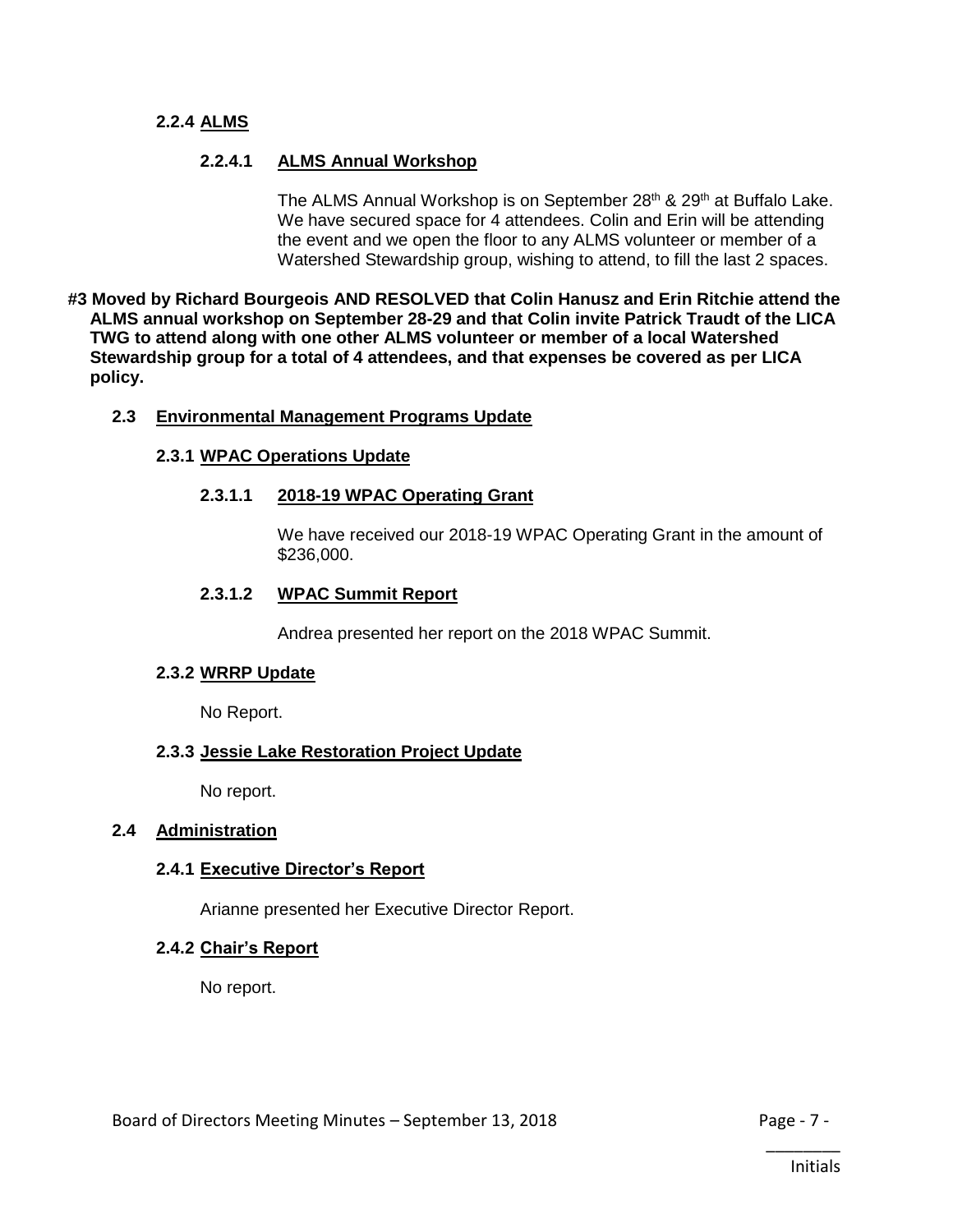#### 2.2.4 ALMS

##### 2.2.4.1 ALMS Annual Workshop

The ALMS Annual Workshop is on September 28th & 29th at Buffalo Lake. We have secured space for 4 attendees. Colin and Erin will be attending the event and we open the floor to any ALMS volunteer or member of a Watershed Stewardship group, wishing to attend, to fill the last 2 spaces.

**#3 Moved by Richard Bourgeois AND RESOLVED that Colin Hanusz and Erin Ritchie attend the ALMS annual workshop on September 28-29 and that Colin invite Patrick Traudt of the LICA TWG to attend along with one other ALMS volunteer or member of a local Watershed Stewardship group for a total of 4 attendees, and that expenses be covered as per LICA policy.**

### 2.3 Environmental Management Programs Update

#### 2.3.1 WPAC Operations Update

##### 2.3.1.1 2018-19 WPAC Operating Grant

We have received our 2018-19 WPAC Operating Grant in the amount of $236,000.

##### 2.3.1.2 WPAC Summit Report

Andrea presented her report on the 2018 WPAC Summit.

#### 2.3.2 WRRP Update

No Report.

#### 2.3.3 Jessie Lake Restoration Project Update

No report.

### 2.4 Administration

#### 2.4.1 Executive Director's Report

Arianne presented her Executive Director Report.

#### 2.4.2 Chair's Report

No report.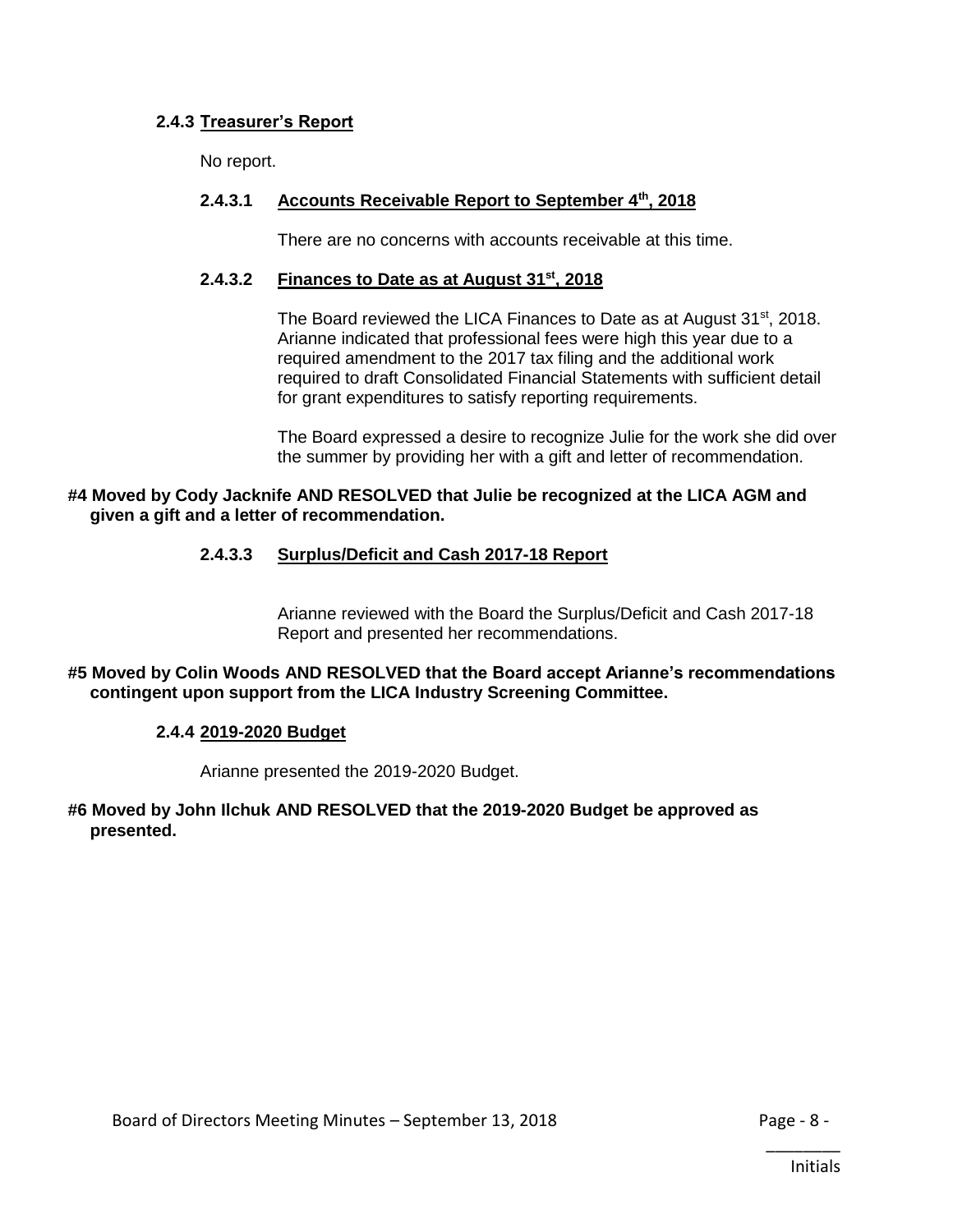#### 2.4.3 Treasurer's Report

No report.

##### 2.4.3.1 Accounts Receivable Report to September 4th, 2018

There are no concerns with accounts receivable at this time.

##### 2.4.3.2 Finances to Date as at August 31st, 2018

The Board reviewed the LICA Finances to Date as at August 31st, 2018. Arianne indicated that professional fees were high this year due to a required amendment to the 2017 tax filing and the additional work required to draft Consolidated Financial Statements with sufficient detail for grant expenditures to satisfy reporting requirements.

The Board expressed a desire to recognize Julie for the work she did over the summer by providing her with a gift and letter of recommendation.

**#4 Moved by Cody Jacknife AND RESOLVED that Julie be recognized at the LICA AGM and given a gift and a letter of recommendation.**

##### 2.4.3.3 Surplus/Deficit and Cash 2017-18 Report

Arianne reviewed with the Board the Surplus/Deficit and Cash 2017-18 Report and presented her recommendations.

**#5 Moved by Colin Woods AND RESOLVED that the Board accept Arianne's recommendations contingent upon support from the LICA Industry Screening Committee.**

#### 2.4.4 2019-2020 Budget

Arianne presented the 2019-2020 Budget.

**#6 Moved by John Ilchuk AND RESOLVED that the 2019-2020 Budget be approved as presented.**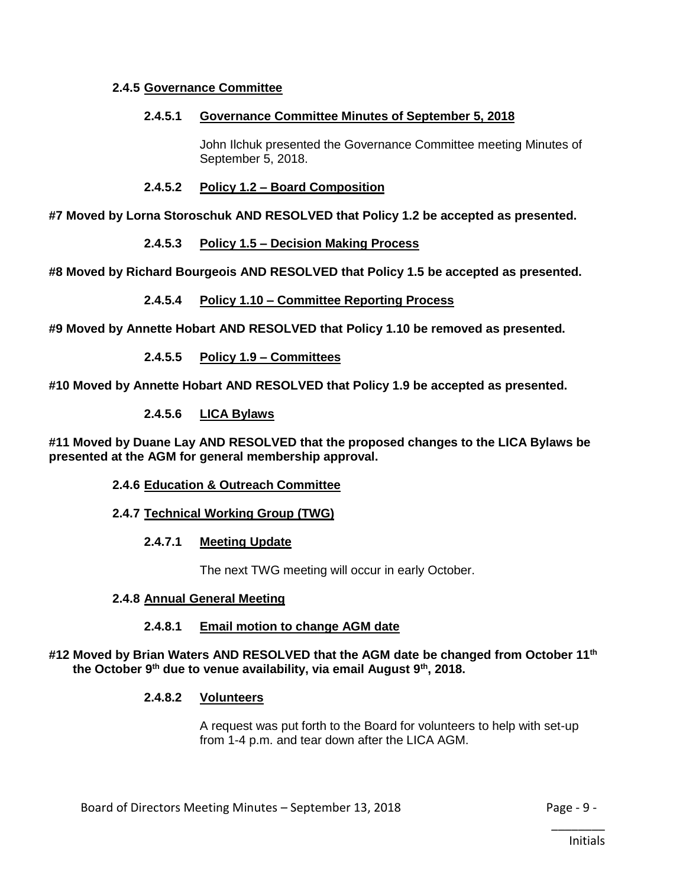**2.4.5 Governance Committee**

**2.4.5.1 Governance Committee Minutes of September 5, 2018**

John Ilchuk presented the Governance Committee meeting Minutes of September 5, 2018.

**2.4.5.2 Policy 1.2 – Board Composition**

**#7 Moved by Lorna Storoschuk AND RESOLVED that Policy 1.2 be accepted as presented.**

**2.4.5.3 Policy 1.5 – Decision Making Process**

**#8 Moved by Richard Bourgeois AND RESOLVED that Policy 1.5 be accepted as presented.**

**2.4.5.4 Policy 1.10 – Committee Reporting Process**

**#9 Moved by Annette Hobart AND RESOLVED that Policy 1.10 be removed as presented.**

**2.4.5.5 Policy 1.9 – Committees**

**#10 Moved by Annette Hobart AND RESOLVED that Policy 1.9 be accepted as presented.**

**2.4.5.6 LICA Bylaws**

**#11 Moved by Duane Lay AND RESOLVED that the proposed changes to the LICA Bylaws be presented at the AGM for general membership approval.**

**2.4.6 Education & Outreach Committee**

**2.4.7 Technical Working Group (TWG)**

**2.4.7.1 Meeting Update**

The next TWG meeting will occur in early October.

**2.4.8 Annual General Meeting**

**2.4.8.1 Email motion to change AGM date**

**#12 Moved by Brian Waters AND RESOLVED that the AGM date be changed from October 11th the October 9th due to venue availability, via email August 9th, 2018.**

**2.4.8.2 Volunteers**

A request was put forth to the Board for volunteers to help with set-up from 1-4 p.m. and tear down after the LICA AGM.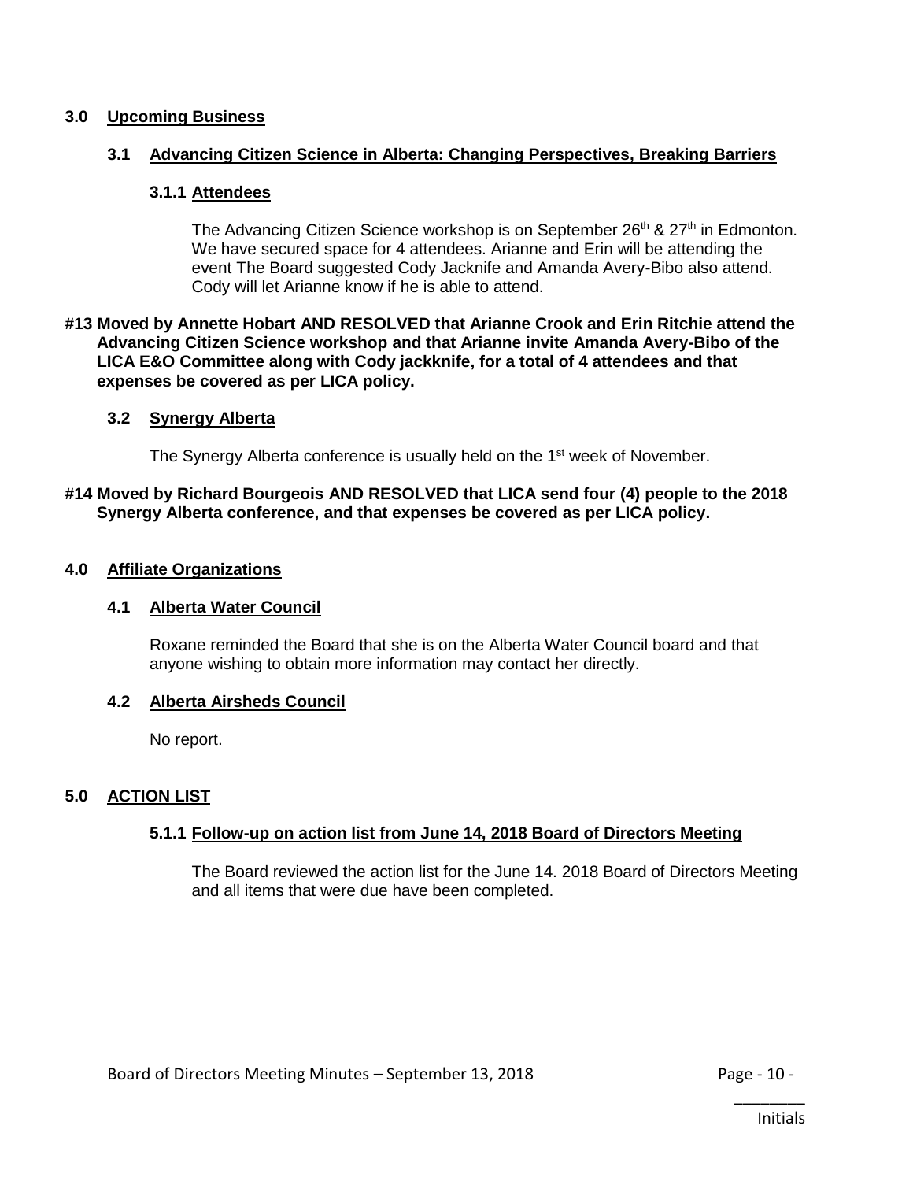## 3.0 Upcoming Business

### 3.1 Advancing Citizen Science in Alberta: Changing Perspectives, Breaking Barriers

#### 3.1.1 Attendees

The Advancing Citizen Science workshop is on September 26th & 27th in Edmonton. We have secured space for 4 attendees. Arianne and Erin will be attending the event The Board suggested Cody Jacknife and Amanda Avery-Bibo also attend. Cody will let Arianne know if he is able to attend.

**#13 Moved by Annette Hobart AND RESOLVED that Arianne Crook and Erin Ritchie attend the Advancing Citizen Science workshop and that Arianne invite Amanda Avery-Bibo of the LICA E&O Committee along with Cody jackknife, for a total of 4 attendees and that expenses be covered as per LICA policy.**

### 3.2 Synergy Alberta

The Synergy Alberta conference is usually held on the 1st week of November.

**#14 Moved by Richard Bourgeois AND RESOLVED that LICA send four (4) people to the 2018 Synergy Alberta conference, and that expenses be covered as per LICA policy.**

## 4.0 Affiliate Organizations

### 4.1 Alberta Water Council

Roxane reminded the Board that she is on the Alberta Water Council board and that anyone wishing to obtain more information may contact her directly.

### 4.2 Alberta Airsheds Council

No report.

## 5.0 ACTION LIST

#### 5.1.1 Follow-up on action list from June 14, 2018 Board of Directors Meeting

The Board reviewed the action list for the June 14. 2018 Board of Directors Meeting and all items that were due have been completed.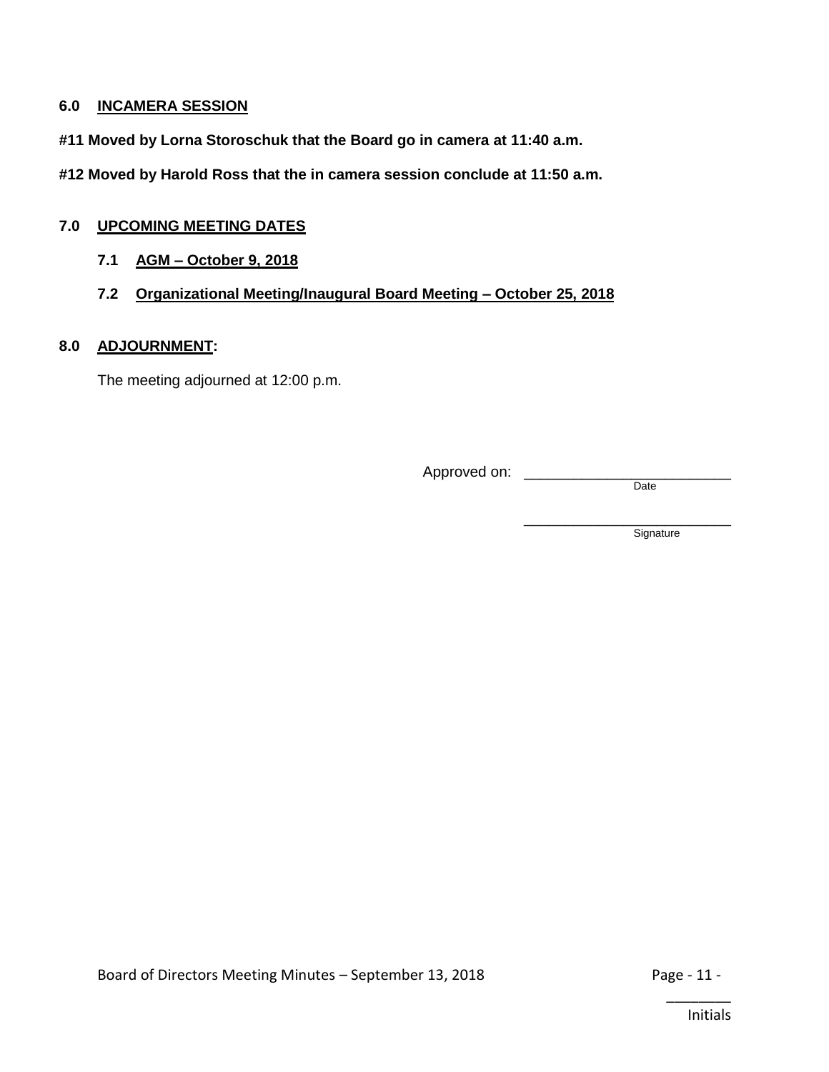## 6.0 INCAMERA SESSION

**#11 Moved by Lorna Storoschuk that the Board go in camera at 11:40 a.m.**

**#12 Moved by Harold Ross that the in camera session conclude at 11:50 a.m.**

## 7.0 UPCOMING MEETING DATES

### 7.1 AGM – October 9, 2018

### 7.2 Organizational Meeting/Inaugural Board Meeting – October 25, 2018

## 8.0 ADJOURNMENT:

The meeting adjourned at 12:00 p.m.

Approved on: ________________________
Date

________________________
Signature

________
Initials